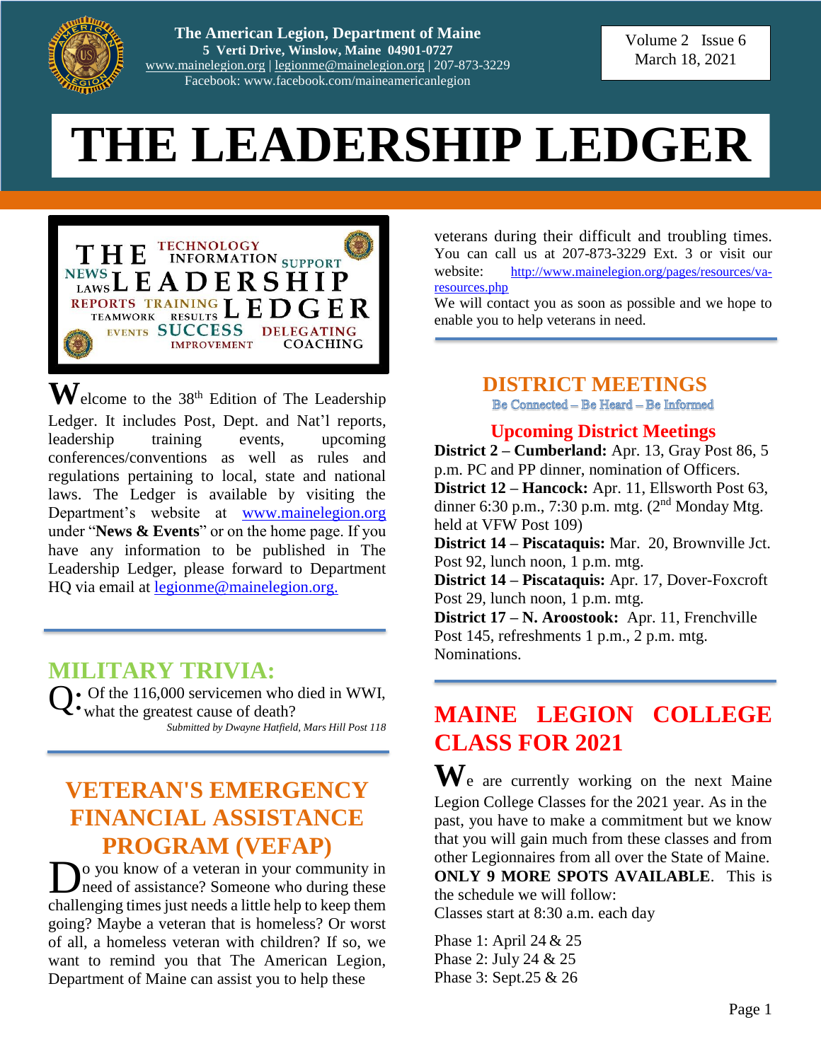The American Legion, Department of Maine
**5 Verti Drive, Winslow, Maine 04901-0727**
www.mainelegion.org | legionme@mainelegion.org | 207-873-3229
Facebook: www.facebook.com/maineamericanlegion

Volume 2 Issue 6
March 18, 2021

# THE LEADERSHIP LEDGER

THE LEADERSHIP LEDGER — TECHNOLOGY INFORMATION SUPPORT NEWS LAWS REPORTS TRAINING TEAMWORK RESULTS EVENTS SUCCESS DELEGATING IMPROVEMENT COACHING

Welcome to the 38th Edition of The Leadership Ledger. It includes Post, Dept. and Nat'l reports, leadership training events, upcoming conferences/conventions as well as rules and regulations pertaining to local, state and national laws. The Ledger is available by visiting the Department's website at www.mainelegion.org under "**News & Events**" or on the home page. If you have any information to be published in The Leadership Ledger, please forward to Department HQ via email at legionme@mainelegion.org.

## MILITARY TRIVIA:

Q: Of the 116,000 servicemen who died in WWI, what the greatest cause of death?

*Submitted by Dwayne Hatfield, Mars Hill Post 118*

## VETERAN'S EMERGENCY FINANCIAL ASSISTANCE PROGRAM (VEFAP)

Do you know of a veteran in your community in need of assistance? Someone who during these challenging times just needs a little help to keep them going? Maybe a veteran that is homeless? Or worst of all, a homeless veteran with children? If so, we want to remind you that The American Legion, Department of Maine can assist you to help these veterans during their difficult and troubling times. You can call us at 207-873-3229 Ext. 3 or visit our website: http://www.mainelegion.org/pages/resources/va-resources.php

We will contact you as soon as possible and we hope to enable you to help veterans in need.

## DISTRICT MEETINGS

Be Connected – Be Heard – Be Informed

### Upcoming District Meetings

**District 2 – Cumberland:** Apr. 13, Gray Post 86, 5 p.m. PC and PP dinner, nomination of Officers.

**District 12 – Hancock:** Apr. 11, Ellsworth Post 63, dinner 6:30 p.m., 7:30 p.m. mtg. (2nd Monday Mtg. held at VFW Post 109)

**District 14 – Piscataquis:** Mar. 20, Brownville Jct. Post 92, lunch noon, 1 p.m. mtg.

**District 14 – Piscataquis:** Apr. 17, Dover-Foxcroft Post 29, lunch noon, 1 p.m. mtg.

**District 17 – N. Aroostook:** Apr. 11, Frenchville Post 145, refreshments 1 p.m., 2 p.m. mtg. Nominations.

## MAINE LEGION COLLEGE CLASS FOR 2021

We are currently working on the next Maine Legion College Classes for the 2021 year. As in the past, you have to make a commitment but we know that you will gain much from these classes and from other Legionnaires from all over the State of Maine. **ONLY 9 MORE SPOTS AVAILABLE**. This is the schedule we will follow:

Classes start at 8:30 a.m. each day

Phase 1: April 24 & 25
Phase 2: July 24 & 25
Phase 3: Sept.25 & 26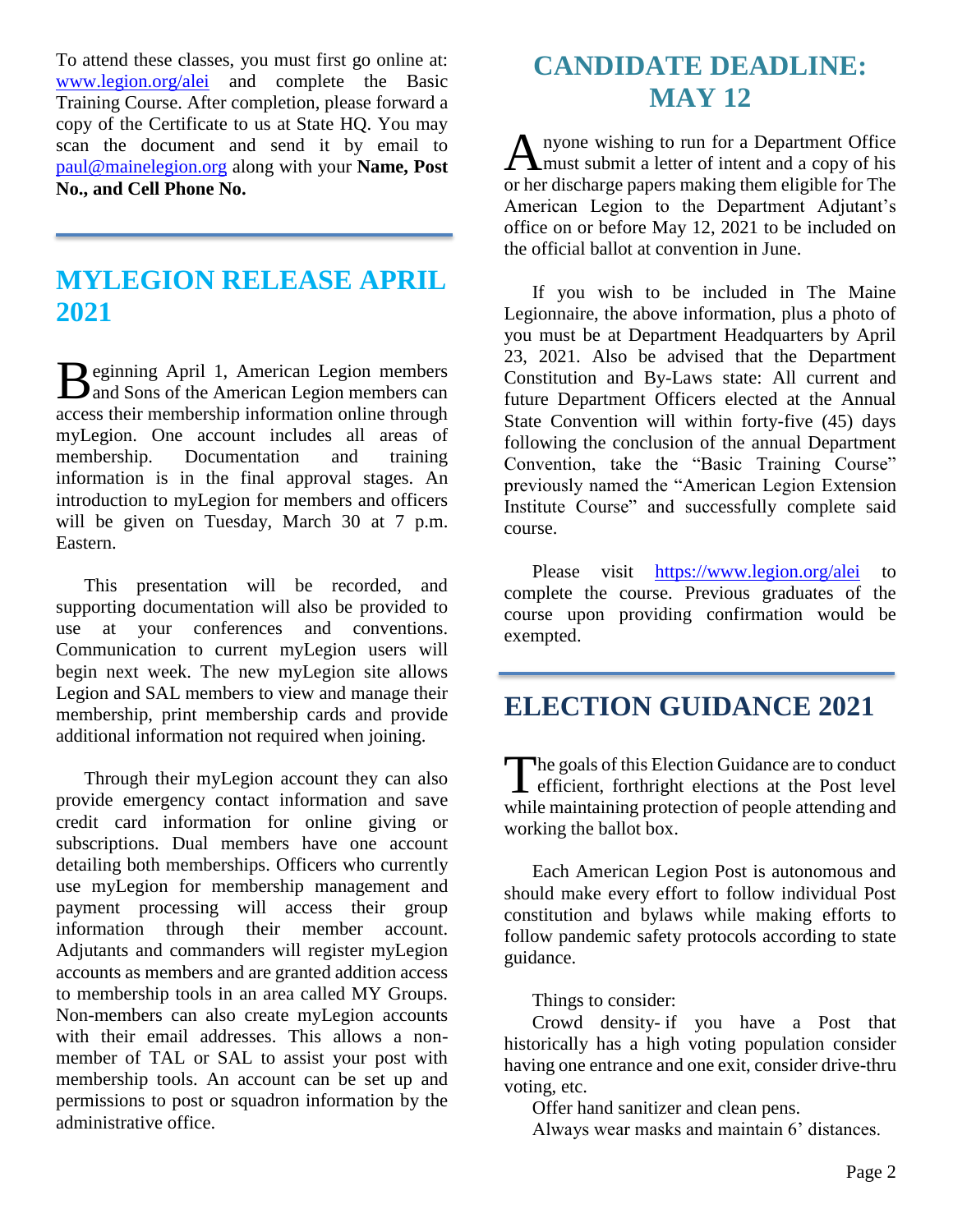To attend these classes, you must first go online at: www.legion.org/alei and complete the Basic Training Course. After completion, please forward a copy of the Certificate to us at State HQ. You may scan the document and send it by email to paul@mainelegion.org along with your **Name, Post No., and Cell Phone No.**

## MYLEGION RELEASE APRIL 2021

Beginning April 1, American Legion members and Sons of the American Legion members can access their membership information online through myLegion. One account includes all areas of membership. Documentation and training information is in the final approval stages. An introduction to myLegion for members and officers will be given on Tuesday, March 30 at 7 p.m. Eastern.

This presentation will be recorded, and supporting documentation will also be provided to use at your conferences and conventions. Communication to current myLegion users will begin next week. The new myLegion site allows Legion and SAL members to view and manage their membership, print membership cards and provide additional information not required when joining.

Through their myLegion account they can also provide emergency contact information and save credit card information for online giving or subscriptions. Dual members have one account detailing both memberships. Officers who currently use myLegion for membership management and payment processing will access their group information through their member account. Adjutants and commanders will register myLegion accounts as members and are granted addition access to membership tools in an area called MY Groups. Non-members can also create myLegion accounts with their email addresses. This allows a non-member of TAL or SAL to assist your post with membership tools. An account can be set up and permissions to post or squadron information by the administrative office.

## CANDIDATE DEADLINE: MAY 12

Anyone wishing to run for a Department Office must submit a letter of intent and a copy of his or her discharge papers making them eligible for The American Legion to the Department Adjutant's office on or before May 12, 2021 to be included on the official ballot at convention in June.

If you wish to be included in The Maine Legionnaire, the above information, plus a photo of you must be at Department Headquarters by April 23, 2021. Also be advised that the Department Constitution and By-Laws state: All current and future Department Officers elected at the Annual State Convention will within forty-five (45) days following the conclusion of the annual Department Convention, take the "Basic Training Course" previously named the "American Legion Extension Institute Course" and successfully complete said course.

Please visit https://www.legion.org/alei to complete the course. Previous graduates of the course upon providing confirmation would be exempted.

## ELECTION GUIDANCE 2021

The goals of this Election Guidance are to conduct efficient, forthright elections at the Post level while maintaining protection of people attending and working the ballot box.

Each American Legion Post is autonomous and should make every effort to follow individual Post constitution and bylaws while making efforts to follow pandemic safety protocols according to state guidance.

Things to consider:

Crowd density- if you have a Post that historically has a high voting population consider having one entrance and one exit, consider drive-thru voting, etc.

Offer hand sanitizer and clean pens.

Always wear masks and maintain 6' distances.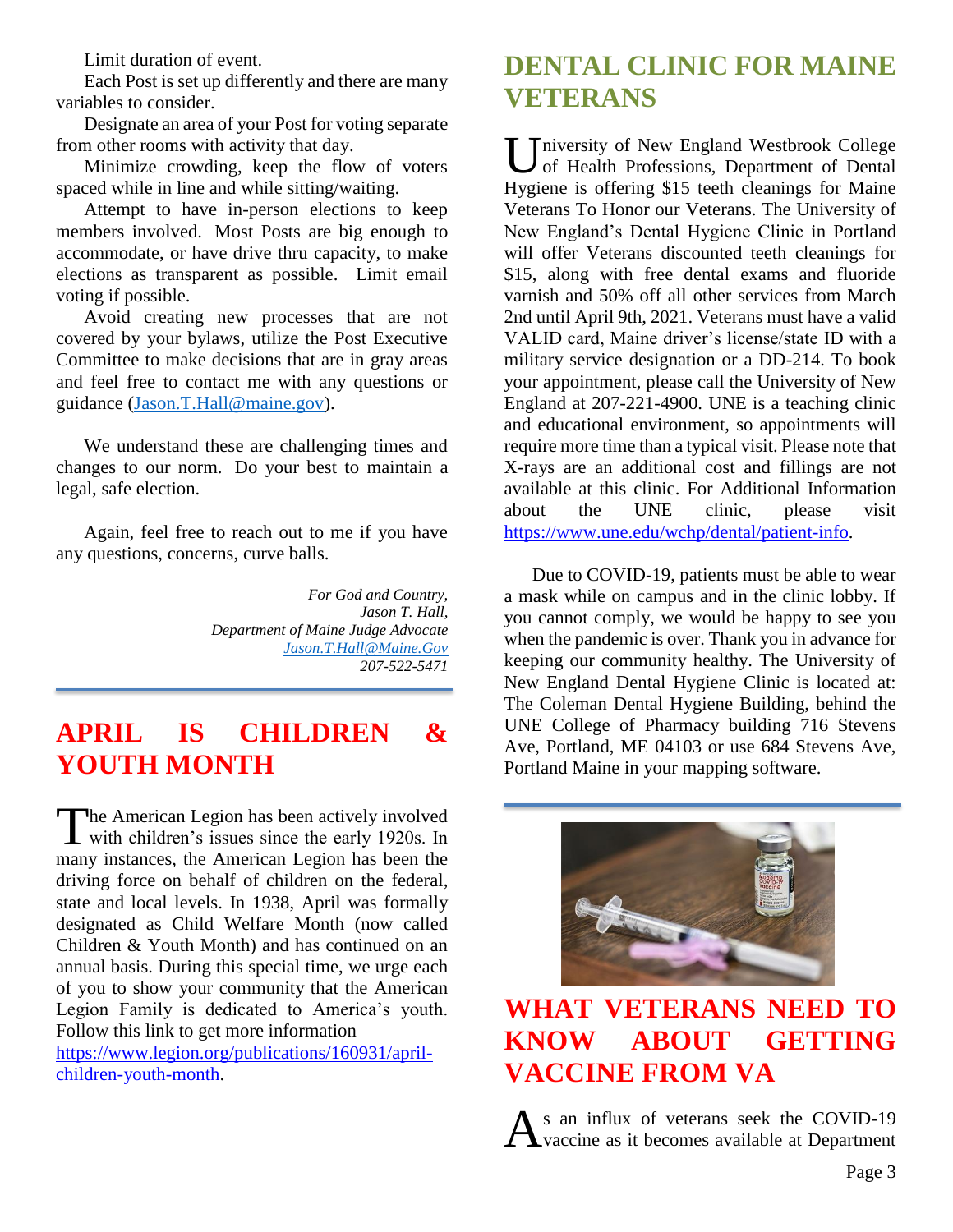Limit duration of event.

Each Post is set up differently and there are many variables to consider.

Designate an area of your Post for voting separate from other rooms with activity that day.

Minimize crowding, keep the flow of voters spaced while in line and while sitting/waiting.

Attempt to have in-person elections to keep members involved. Most Posts are big enough to accommodate, or have drive thru capacity, to make elections as transparent as possible. Limit email voting if possible.

Avoid creating new processes that are not covered by your bylaws, utilize the Post Executive Committee to make decisions that are in gray areas and feel free to contact me with any questions or guidance (Jason.T.Hall@maine.gov).

We understand these are challenging times and changes to our norm. Do your best to maintain a legal, safe election.

Again, feel free to reach out to me if you have any questions, concerns, curve balls.

*For God and Country,*
*Jason T. Hall,*
*Department of Maine Judge Advocate*
*Jason.T.Hall@Maine.Gov*
*207-522-5471*

## APRIL IS CHILDREN & YOUTH MONTH

The American Legion has been actively involved with children's issues since the early 1920s. In many instances, the American Legion has been the driving force on behalf of children on the federal, state and local levels. In 1938, April was formally designated as Child Welfare Month (now called Children & Youth Month) and has continued on an annual basis. During this special time, we urge each of you to show your community that the American Legion Family is dedicated to America's youth. Follow this link to get more information https://www.legion.org/publications/160931/april-children-youth-month.

## DENTAL CLINIC FOR MAINE VETERANS

University of New England Westbrook College of Health Professions, Department of Dental Hygiene is offering $15 teeth cleanings for Maine Veterans To Honor our Veterans. The University of New England's Dental Hygiene Clinic in Portland will offer Veterans discounted teeth cleanings for $15, along with free dental exams and fluoride varnish and 50% off all other services from March 2nd until April 9th, 2021. Veterans must have a valid VALID card, Maine driver's license/state ID with a military service designation or a DD-214. To book your appointment, please call the University of New England at 207-221-4900. UNE is a teaching clinic and educational environment, so appointments will require more time than a typical visit. Please note that X-rays are an additional cost and fillings are not available at this clinic. For Additional Information about the UNE clinic, please visit https://www.une.edu/wchp/dental/patient-info.

Due to COVID-19, patients must be able to wear a mask while on campus and in the clinic lobby. If you cannot comply, we would be happy to see you when the pandemic is over. Thank you in advance for keeping our community healthy. The University of New England Dental Hygiene Clinic is located at: The Coleman Dental Hygiene Building, behind the UNE College of Pharmacy building 716 Stevens Ave, Portland, ME 04103 or use 684 Stevens Ave, Portland Maine in your mapping software.

## WHAT VETERANS NEED TO KNOW ABOUT GETTING VACCINE FROM VA

As an influx of veterans seek the COVID-19 vaccine as it becomes available at Department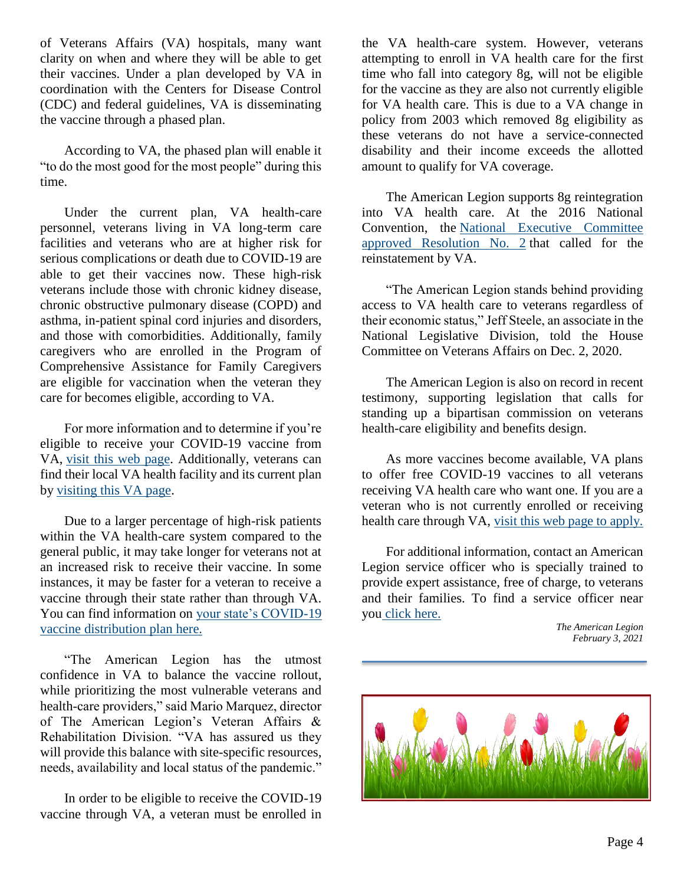of Veterans Affairs (VA) hospitals, many want clarity on when and where they will be able to get their vaccines. Under a plan developed by VA in coordination with the Centers for Disease Control (CDC) and federal guidelines, VA is disseminating the vaccine through a phased plan.

According to VA, the phased plan will enable it "to do the most good for the most people" during this time.

Under the current plan, VA health-care personnel, veterans living in VA long-term care facilities and veterans who are at higher risk for serious complications or death due to COVID-19 are able to get their vaccines now. These high-risk veterans include those with chronic kidney disease, chronic obstructive pulmonary disease (COPD) and asthma, in-patient spinal cord injuries and disorders, and those with comorbidities. Additionally, family caregivers who are enrolled in the Program of Comprehensive Assistance for Family Caregivers are eligible for vaccination when the veteran they care for becomes eligible, according to VA.

For more information and to determine if you're eligible to receive your COVID-19 vaccine from VA, visit this web page. Additionally, veterans can find their local VA health facility and its current plan by visiting this VA page.

Due to a larger percentage of high-risk patients within the VA health-care system compared to the general public, it may take longer for veterans not at an increased risk to receive their vaccine. In some instances, it may be faster for a veteran to receive a vaccine through their state rather than through VA. You can find information on your state's COVID-19 vaccine distribution plan here.

"The American Legion has the utmost confidence in VA to balance the vaccine rollout, while prioritizing the most vulnerable veterans and health-care providers," said Mario Marquez, director of The American Legion's Veteran Affairs & Rehabilitation Division. "VA has assured us they will provide this balance with site-specific resources, needs, availability and local status of the pandemic."

In order to be eligible to receive the COVID-19 vaccine through VA, a veteran must be enrolled in the VA health-care system. However, veterans attempting to enroll in VA health care for the first time who fall into category 8g, will not be eligible for the vaccine as they are also not currently eligible for VA health care. This is due to a VA change in policy from 2003 which removed 8g eligibility as these veterans do not have a service-connected disability and their income exceeds the allotted amount to qualify for VA coverage.

The American Legion supports 8g reintegration into VA health care. At the 2016 National Convention, the National Executive Committee approved Resolution No. 2 that called for the reinstatement by VA.

"The American Legion stands behind providing access to VA health care to veterans regardless of their economic status," Jeff Steele, an associate in the National Legislative Division, told the House Committee on Veterans Affairs on Dec. 2, 2020.

The American Legion is also on record in recent testimony, supporting legislation that calls for standing up a bipartisan commission on veterans health-care eligibility and benefits design.

As more vaccines become available, VA plans to offer free COVID-19 vaccines to all veterans receiving VA health care who want one. If you are a veteran who is not currently enrolled or receiving health care through VA, visit this web page to apply.

For additional information, contact an American Legion service officer who is specially trained to provide expert assistance, free of charge, to veterans and their families. To find a service officer near you click here.

*The American Legion*
*February 3, 2021*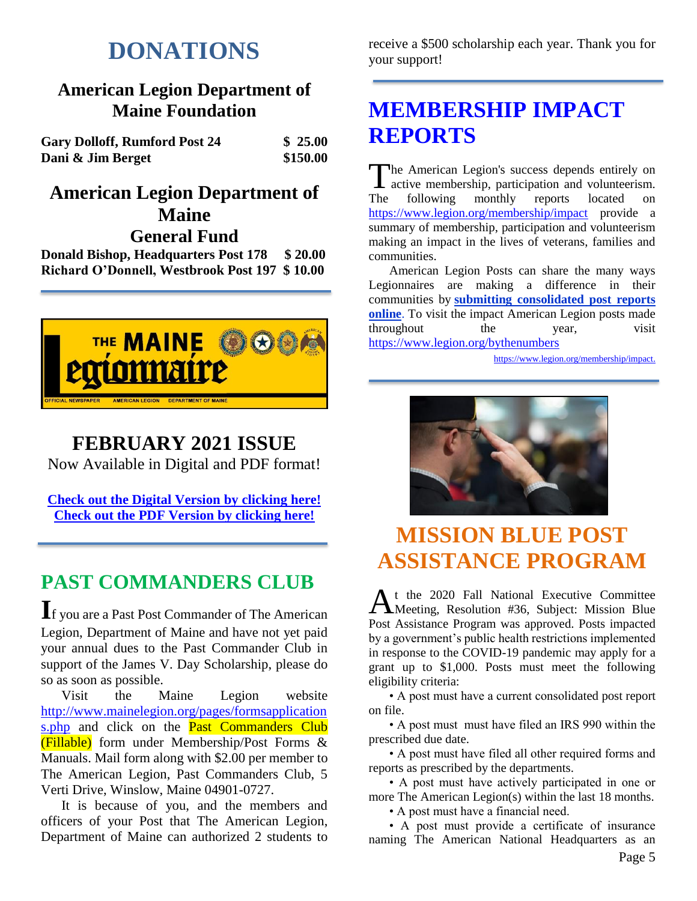# DONATIONS

### American Legion Department of Maine Foundation

| | |
|---|---|
| **Gary Dolloff, Rumford Post 24** | **$ 25.00** |
| **Dani & Jim Berget** | **$150.00** |

### American Legion Department of Maine General Fund

| | |
|---|---|
| **Donald Bishop, Headquarters Post 178** | **$ 20.00** |
| **Richard O'Donnell, Westbrook Post 197** | **$ 10.00** |

THE MAINE Legionnaire

OFFICIAL NEWSPAPER AMERICAN LEGION DEPARTMENT OF MAINE

## FEBRUARY 2021 ISSUE

Now Available in Digital and PDF format!

**Check out the Digital Version by clicking here!**
**Check out the PDF Version by clicking here!**

## PAST COMMANDERS CLUB

If you are a Past Post Commander of The American Legion, Department of Maine and have not yet paid your annual dues to the Past Commander Club in support of the James V. Day Scholarship, please do so as soon as possible.

Visit the Maine Legion website http://www.mainelegion.org/pages/formsapplications.php and click on the Past Commanders Club (Fillable) form under Membership/Post Forms & Manuals. Mail form along with $2.00 per member to The American Legion, Past Commanders Club, 5 Verti Drive, Winslow, Maine 04901-0727.

It is because of you, and the members and officers of your Post that The American Legion, Department of Maine can authorized 2 students to receive a $500 scholarship each year. Thank you for your support!

## MEMBERSHIP IMPACT REPORTS

The American Legion's success depends entirely on active membership, participation and volunteerism. The following monthly reports located on https://www.legion.org/membership/impact provide a summary of membership, participation and volunteerism making an impact in the lives of veterans, families and communities.

American Legion Posts can share the many ways Legionnaires are making a difference in their communities by **submitting consolidated post reports online**. To visit the impact American Legion posts made throughout the year, visit https://www.legion.org/bythenumbers

https://www.legion.org/membership/impact.

## MISSION BLUE POST ASSISTANCE PROGRAM

At the 2020 Fall National Executive Committee Meeting, Resolution #36, Subject: Mission Blue Post Assistance Program was approved. Posts impacted by a government's public health restrictions implemented in response to the COVID-19 pandemic may apply for a grant up to $1,000. Posts must meet the following eligibility criteria:

- A post must have a current consolidated post report on file.
- A post must must have filed an IRS 990 within the prescribed due date.
- A post must have filed all other required forms and reports as prescribed by the departments.
- A post must have actively participated in one or more The American Legion(s) within the last 18 months.
- A post must have a financial need.
- A post must provide a certificate of insurance naming The American National Headquarters as an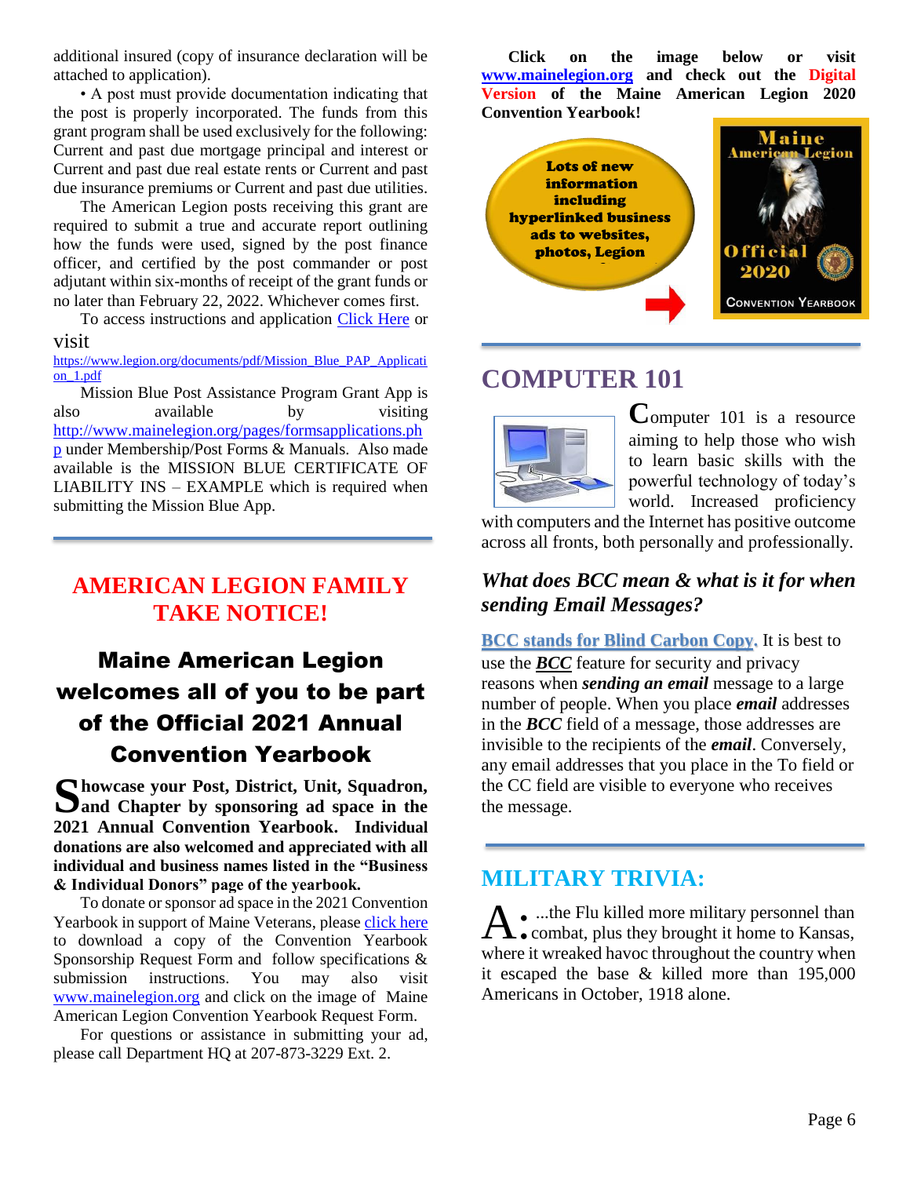additional insured (copy of insurance declaration will be attached to application).

• A post must provide documentation indicating that the post is properly incorporated. The funds from this grant program shall be used exclusively for the following: Current and past due mortgage principal and interest or Current and past due real estate rents or Current and past due insurance premiums or Current and past due utilities.

The American Legion posts receiving this grant are required to submit a true and accurate report outlining how the funds were used, signed by the post finance officer, and certified by the post commander or post adjutant within six-months of receipt of the grant funds or no later than February 22, 2022. Whichever comes first.

To access instructions and application Click Here or visit
https://www.legion.org/documents/pdf/Mission_Blue_PAP_Application_1.pdf

Mission Blue Post Assistance Program Grant App is also available by visiting http://www.mainelegion.org/pages/formsapplications.php under Membership/Post Forms & Manuals. Also made available is the MISSION BLUE CERTIFICATE OF LIABILITY INS – EXAMPLE which is required when submitting the Mission Blue App.

## AMERICAN LEGION FAMILY TAKE NOTICE!

### Maine American Legion welcomes all of you to be part of the Official 2021 Annual Convention Yearbook

**Showcase your Post, District, Unit, Squadron, and Chapter by sponsoring ad space in the 2021 Annual Convention Yearbook. Individual donations are also welcomed and appreciated with all individual and business names listed in the "Business & Individual Donors" page of the yearbook.**

To donate or sponsor ad space in the 2021 Convention Yearbook in support of Maine Veterans, please click here to download a copy of the Convention Yearbook Sponsorship Request Form and follow specifications & submission instructions. You may also visit www.mainelegion.org and click on the image of Maine American Legion Convention Yearbook Request Form.

For questions or assistance in submitting your ad, please call Department HQ at 207-873-3229 Ext. 2.

**Click on the image below or visit www.mainelegion.org and check out the Digital Version of the Maine American Legion 2020 Convention Yearbook!**

Lots of new information including hyperlinked business ads to websites, photos, Legion

Maine American Legion Official 2020 Convention Yearbook

## COMPUTER 101

Computer 101 is a resource aiming to help those who wish to learn basic skills with the powerful technology of today's world. Increased proficiency with computers and the Internet has positive outcome across all fronts, both personally and professionally.

### *What does BCC mean & what is it for when sending Email Messages?*

**BCC stands for Blind Carbon Copy.** It is best to use the ***BCC*** feature for security and privacy reasons when ***sending an email*** message to a large number of people. When you place ***email*** addresses in the ***BCC*** field of a message, those addresses are invisible to the recipients of the ***email***. Conversely, any email addresses that you place in the To field or the CC field are visible to everyone who receives the message.

## MILITARY TRIVIA:

A: ...the Flu killed more military personnel than combat, plus they brought it home to Kansas, where it wreaked havoc throughout the country when it escaped the base & killed more than 195,000 Americans in October, 1918 alone.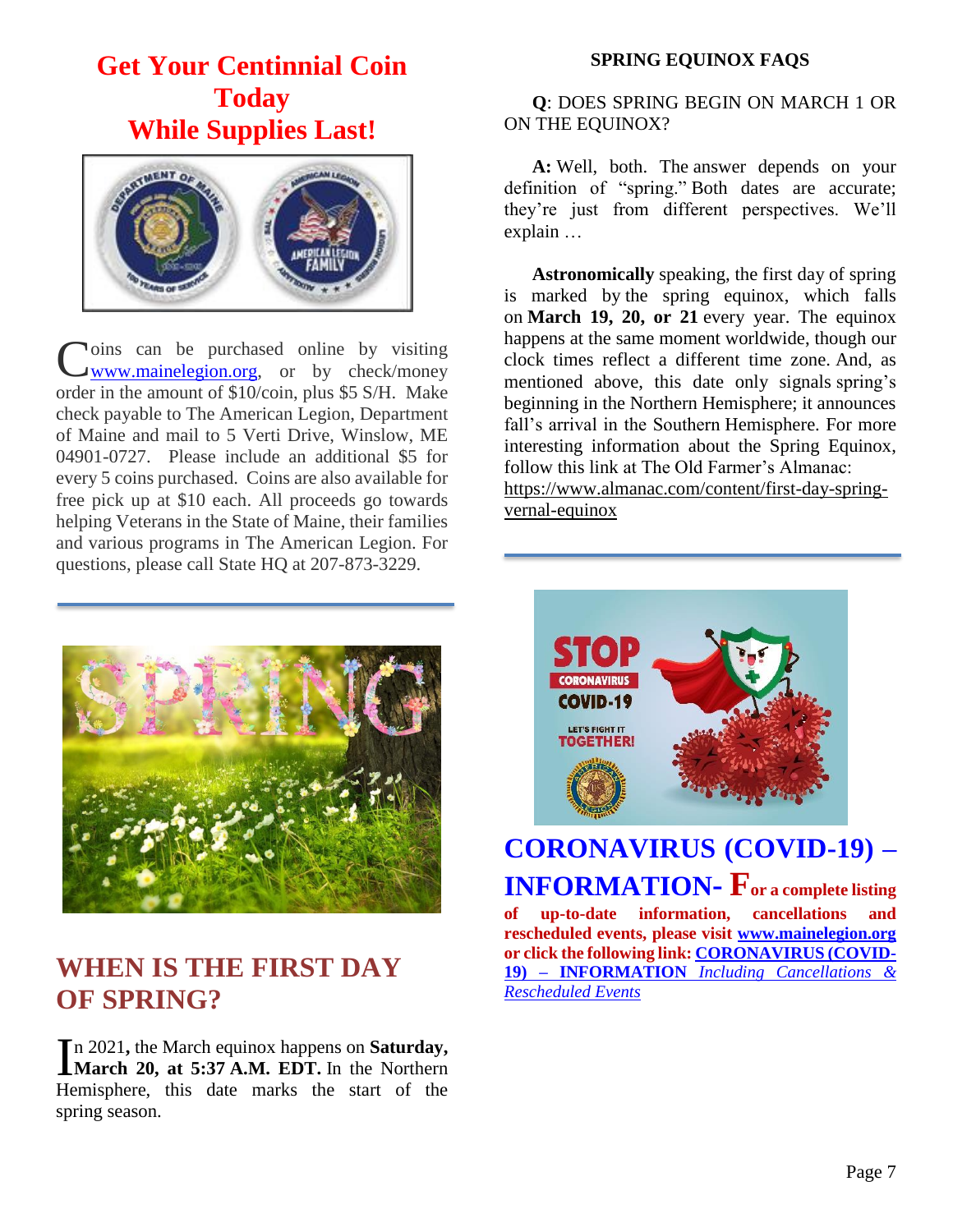# Get Your Centinnial Coin Today While Supplies Last!

Coins can be purchased online by visiting www.mainelegion.org, or by check/money order in the amount of $10/coin, plus $5 S/H. Make check payable to The American Legion, Department of Maine and mail to 5 Verti Drive, Winslow, ME 04901-0727. Please include an additional $5 for every 5 coins purchased. Coins are also available for free pick up at $10 each. All proceeds go towards helping Veterans in the State of Maine, their families and various programs in The American Legion. For questions, please call State HQ at 207-873-3229.

## WHEN IS THE FIRST DAY OF SPRING?

In 2021**,** the March equinox happens on **Saturday, March 20, at 5:37 A.M. EDT.** In the Northern Hemisphere, this date marks the start of the spring season.

### SPRING EQUINOX FAQS

**Q**: DOES SPRING BEGIN ON MARCH 1 OR ON THE EQUINOX?

**A:** Well, both. The answer depends on your definition of "spring." Both dates are accurate; they're just from different perspectives. We'll explain …

**Astronomically** speaking, the first day of spring is marked by the spring equinox, which falls on **March 19, 20, or 21** every year. The equinox happens at the same moment worldwide, though our clock times reflect a different time zone. And, as mentioned above, this date only signals spring's beginning in the Northern Hemisphere; it announces fall's arrival in the Southern Hemisphere. For more interesting information about the Spring Equinox, follow this link at The Old Farmer's Almanac: https://www.almanac.com/content/first-day-spring-vernal-equinox

## CORONAVIRUS (COVID-19) – INFORMATION-

**For a complete listing of up-to-date information, cancellations and rescheduled events, please visit www.mainelegion.org or click the following link: CORONAVIRUS (COVID-19) – INFORMATION** *Including Cancellations & Rescheduled Events*